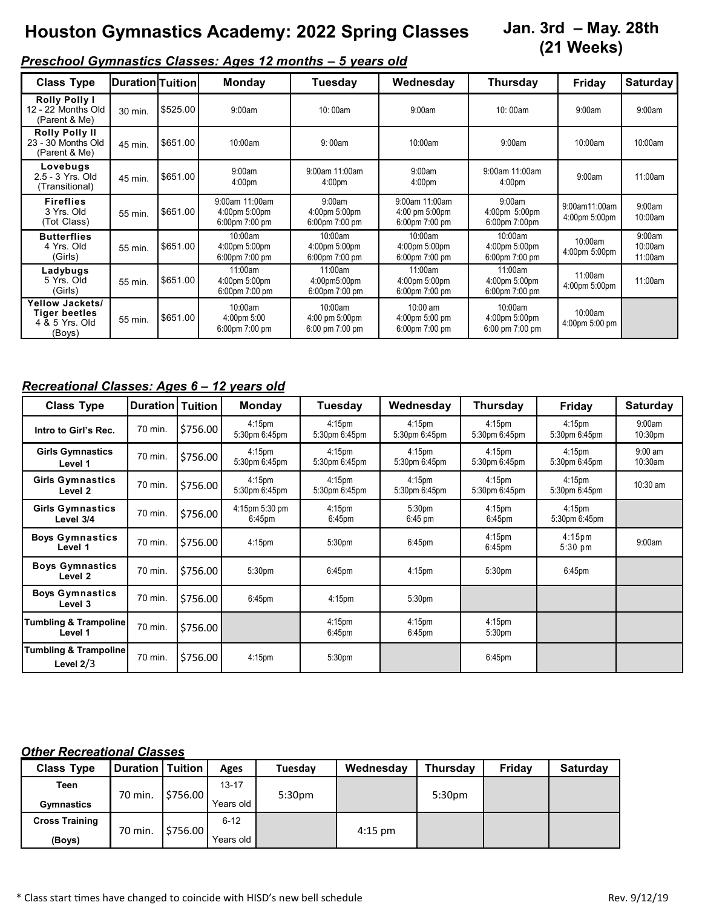# Houston Gymnastics Academy: 2022 Spring Classes

**Jan. 3rd – May. 28th (21 Weeks)**

## *Preschool Gymnastics Classes: Ages 12 months – 5 years old*

| Class Type | Duration | Tuition | Monday | Tuesday | Wednesday | Thursday | Friday | Saturday |
|---|---|---|---|---|---|---|---|---|
| **Rolly Polly I** 12 - 22 Months Old (Parent & Me) | 30 min. | $525.00 | 9:00am | 10: 00am | 9:00am | 10: 00am | 9:00am | 9:00am |
| **Rolly Polly II** 23 - 30 Months Old (Parent & Me) | 45 min. | $651.00 | 10:00am | 9: 00am | 10:00am | 9:00am | 10:00am | 10:00am |
| **Lovebugs** 2.5 - 3 Yrs. Old (Transitional) | 45 min. | $651.00 | 9:00am 4:00pm | 9:00am 11:00am 4:00pm | 9:00am 4:00pm | 9:00am 11:00am 4:00pm | 9:00am | 11:00am |
| **Fireflies** 3 Yrs. Old (Tot Class) | 55 min. | $651.00 | 9:00am 11:00am 4:00pm 5:00pm 6:00pm 7:00 pm | 9:00am 4:00pm 5:00pm 6:00pm 7:00 pm | 9:00am 11:00am 4:00 pm 5:00pm 6:00pm 7:00 pm | 9:00am 4:00pm 5:00pm 6:00pm 7:00pm | 9:00am11:00am 4:00pm 5:00pm | 9:00am 10:00am |
| **Butterflies** 4 Yrs. Old (Girls) | 55 min. | $651.00 | 10:00am 4:00pm 5:00pm 6:00pm 7:00 pm | 10:00am 4:00pm 5:00pm 6:00pm 7:00 pm | 10:00am 4:00pm 5:00pm 6:00pm 7:00 pm | 10:00am 4:00pm 5:00pm 6:00pm 7:00 pm | 10:00am 4:00pm 5:00pm | 9:00am 10:00am 11:00am |
| **Ladybugs** 5 Yrs. Old (Girls) | 55 min. | $651.00 | 11:00am 4:00pm 5:00pm 6:00pm 7:00 pm | 11:00am 4:00pm5:00pm 6:00pm 7:00 pm | 11:00am 4:00pm 5:00pm 6:00pm 7:00 pm | 11:00am 4:00pm 5:00pm 6:00pm 7:00 pm | 11:00am 4:00pm 5:00pm | 11:00am |
| **Yellow Jackets/ Tiger beetles** 4 & 5 Yrs. Old (Boys) | 55 min. | $651.00 | 10:00am 4:00pm 5:00 6:00pm 7:00 pm | 10:00am 4:00 pm 5:00pm 6:00 pm 7:00 pm | 10:00 am 4:00pm 5:00 pm 6:00pm 7:00 pm | 10:00am 4:00pm 5:00pm 6:00 pm 7:00 pm | 10:00am 4:00pm 5:00 pm | |

## *Recreational Classes: Ages 6 – 12 years old*

| Class Type | Duration | Tuition | Monday | Tuesday | Wednesday | Thursday | Friday | Saturday |
|---|---|---|---|---|---|---|---|---|
| **Intro to Girl's Rec.** | 70 min. | $756.00 | 4:15pm 5:30pm 6:45pm | 4:15pm 5:30pm 6:45pm | 4:15pm 5:30pm 6:45pm | 4:15pm 5:30pm 6:45pm | 4:15pm 5:30pm 6:45pm | 9:00am 10:30pm |
| **Girls Gymnastics Level 1** | 70 min. | $756.00 | 4:15pm 5:30pm 6:45pm | 4:15pm 5:30pm 6:45pm | 4:15pm 5:30pm 6:45pm | 4:15pm 5:30pm 6:45pm | 4:15pm 5:30pm 6:45pm | 9:00 am 10:30am |
| **Girls Gymnastics Level 2** | 70 min. | $756.00 | 4:15pm 5:30pm 6:45pm | 4:15pm 5:30pm 6:45pm | 4:15pm 5:30pm 6:45pm | 4:15pm 5:30pm 6:45pm | 4:15pm 5:30pm 6:45pm | 10:30 am |
| **Girls Gymnastics Level 3/4** | 70 min. | $756.00 | 4:15pm 5:30 pm 6:45pm | 4:15pm 6:45pm | 5:30pm 6:45 pm | 4:15pm 6:45pm | 4:15pm 5:30pm 6:45pm | |
| **Boys Gymnastics Level 1** | 70 min. | $756.00 | 4:15pm | 5:30pm | 6:45pm | 4:15pm 6:45pm | 4:15pm 5:30 pm | 9:00am |
| **Boys Gymnastics Level 2** | 70 min. | $756.00 | 5:30pm | 6:45pm | 4:15pm | 5:30pm | 6:45pm | |
| **Boys Gymnastics Level 3** | 70 min. | $756.00 | 6:45pm | 4:15pm | 5:30pm | | | |
| **Tumbling & Trampoline Level 1** | 70 min. | $756.00 | | 4:15pm 6:45pm | 4:15pm 6:45pm | 4:15pm 5:30pm | | |
| **Tumbling & Trampoline Level 2/3** | 70 min. | $756.00 | 4:15pm | 5:30pm | | 6:45pm | | |

## *Other Recreational Classes*

| Class Type | Duration | Tuition | Ages | Tuesday | Wednesday | Thursday | Friday | Saturday |
|---|---|---|---|---|---|---|---|---|
| **Teen Gymnastics** | 70 min. | $756.00 | 13-17 Years old | 5:30pm | | 5:30pm | | |
| **Cross Training (Boys)** | 70 min. | $756.00 | 6-12 Years old | | 4:15 pm | | | |

* Class start times have changed to coincide with HISD's new bell schedule

Rev. 9/12/19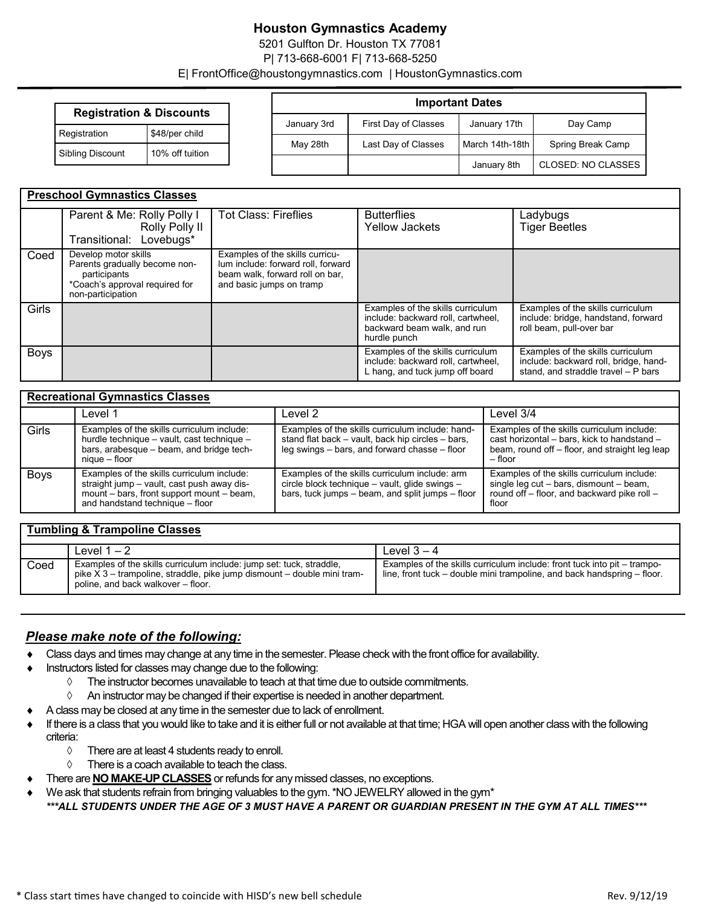# Houston Gymnastics Academy

5201 Gulfton Dr. Houston TX 77081
P| 713-668-6001 F| 713-668-5250
E| FrontOffice@houstongymnastics.com | HoustonGymnastics.com

| Registration & Discounts | |
|---|---|
| Registration | $48/per child |
| Sibling Discount | 10% off tuition |

| Important Dates | | | |
|---|---|---|---|
| January 3rd | First Day of Classes | January 17th | Day Camp |
| May 28th | Last Day of Classes | March 14th-18th | Spring Break Camp |
| | | January 8th | CLOSED: NO CLASSES |

**Preschool Gymnastics Classes**

| | Parent & Me: Rolly Polly I, Rolly Polly II; Transitional: Lovebugs* | Tot Class: Fireflies | Butterflies, Yellow Jackets | Ladybugs, Tiger Beetles |
|---|---|---|---|---|
| Coed | Develop motor skills; Parents gradually become non-participants; *Coach's approval required for non-participation | Examples of the skills curriculum include: forward roll, forward beam walk, forward roll on bar, and basic jumps on tramp | | |
| Girls | | | Examples of the skills curriculum include: backward roll, cartwheel, backward beam walk, and run hurdle punch | Examples of the skills curriculum include: bridge, handstand, forward roll beam, pull-over bar |
| Boys | | | Examples of the skills curriculum include: backward roll, cartwheel, L hang, and tuck jump off board | Examples of the skills curriculum include: backward roll, bridge, handstand, and straddle travel – P bars |

**Recreational Gymnastics Classes**

| | Level 1 | Level 2 | Level 3/4 |
|---|---|---|---|
| Girls | Examples of the skills curriculum include: hurdle technique – vault, cast technique – bars, arabesque – beam, and bridge technique – floor | Examples of the skills curriculum include: handstand flat back – vault, back hip circles – bars, leg swings – bars, and forward chasse – floor | Examples of the skills curriculum include: cast horizontal – bars, kick to handstand – beam, round off – floor, and straight leg leap – floor |
| Boys | Examples of the skills curriculum include: straight jump – vault, cast push away dismount – bars, front support mount – beam, and handstand technique – floor | Examples of the skills curriculum include: arm circle block technique – vault, glide swings – bars, tuck jumps – beam, and split jumps – floor | Examples of the skills curriculum include: single leg cut – bars, dismount – beam, round off – floor, and backward pike roll – floor |

**Tumbling & Trampoline Classes**

| | Level 1 – 2 | Level 3 – 4 |
|---|---|---|
| Coed | Examples of the skills curriculum include: jump set: tuck, straddle, pike X 3 – trampoline, straddle, pike jump dismount – double mini trampoline, and back walkover – floor. | Examples of the skills curriculum include: front tuck into pit – trampoline, front tuck – double mini trampoline, and back handspring – floor. |

## *Please make note of the following:*

- Class days and times may change at any time in the semester. Please check with the front office for availability.
- Instructors listed for classes may change due to the following:
  - The instructor becomes unavailable to teach at that time due to outside commitments.
  - An instructor may be changed if their expertise is needed in another department.
- A class may be closed at any time in the semester due to lack of enrollment.
- If there is a class that you would like to take and it is either full or not available at that time; HGA will open another class with the following criteria:
  - There are at least 4 students ready to enroll.
  - There is a coach available to teach the class.
- There are **NO MAKE-UP CLASSES** or refunds for any missed classes, no exceptions.
- We ask that students refrain from bringing valuables to the gym. *NO JEWELRY allowed in the gym*

***\*\*\*ALL STUDENTS UNDER THE AGE OF 3 MUST HAVE A PARENT OR GUARDIAN PRESENT IN THE GYM AT ALL TIMES\*\*\****

* Class start times have changed to coincide with HISD's new bell schedule

Rev. 9/12/19